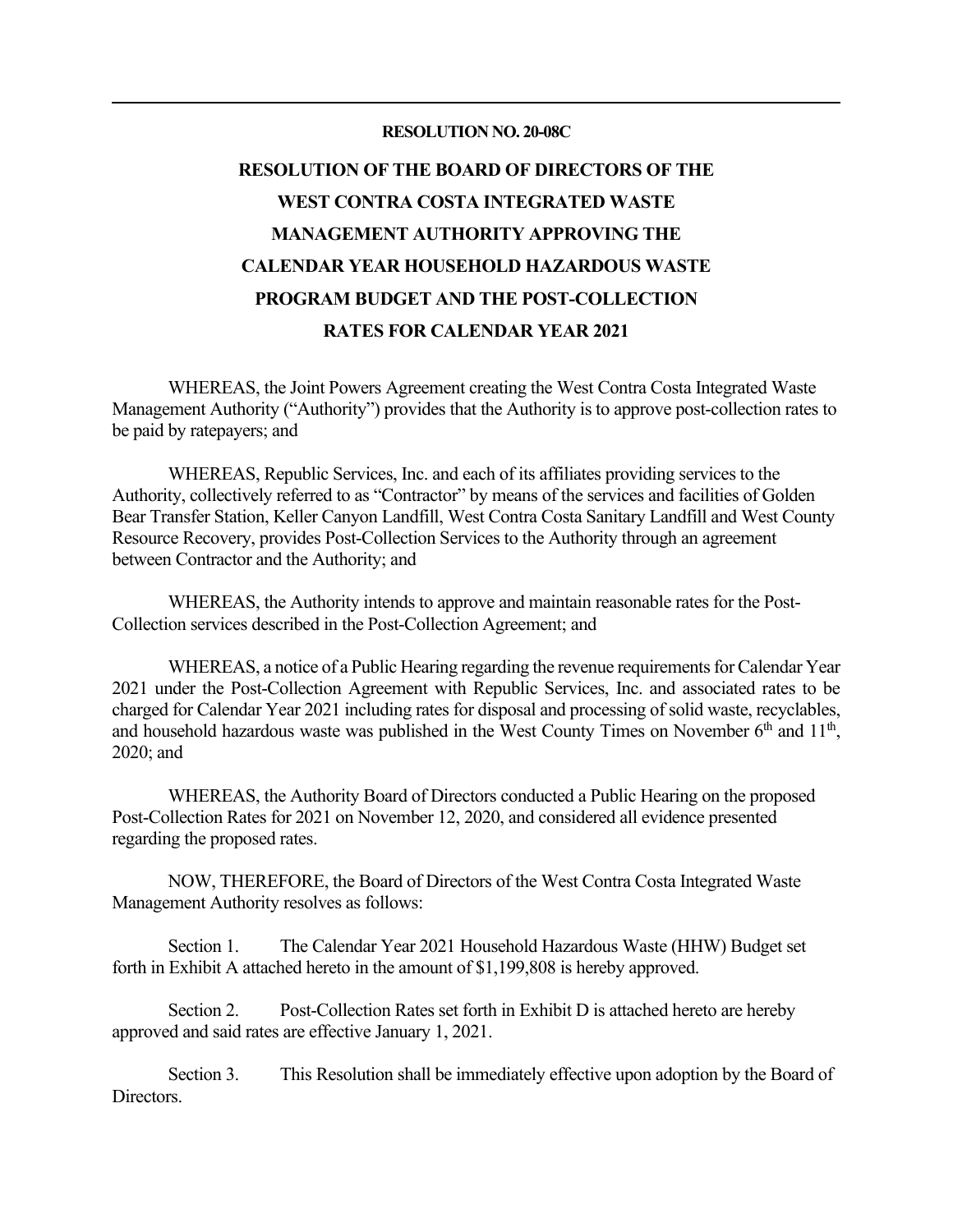**RESOLUTION NO. 20-08C**

# RESOLUTION OF THE BOARD OF DIRECTORS OF THE WEST CONTRA COSTA INTEGRATED WASTE MANAGEMENT AUTHORITY APPROVING THE CALENDAR YEAR HOUSEHOLD HAZARDOUS WASTE PROGRAM BUDGET AND THE POST-COLLECTION RATES FOR CALENDAR YEAR 2021

WHEREAS, the Joint Powers Agreement creating the West Contra Costa Integrated Waste Management Authority ("Authority") provides that the Authority is to approve post-collection rates to be paid by ratepayers; and

WHEREAS, Republic Services, Inc. and each of its affiliates providing services to the Authority, collectively referred to as "Contractor" by means of the services and facilities of Golden Bear Transfer Station, Keller Canyon Landfill, West Contra Costa Sanitary Landfill and West County Resource Recovery, provides Post-Collection Services to the Authority through an agreement between Contractor and the Authority; and

WHEREAS, the Authority intends to approve and maintain reasonable rates for the Post-Collection services described in the Post-Collection Agreement; and

WHEREAS, a notice of a Public Hearing regarding the revenue requirements for Calendar Year 2021 under the Post-Collection Agreement with Republic Services, Inc. and associated rates to be charged for Calendar Year 2021 including rates for disposal and processing of solid waste, recyclables, and household hazardous waste was published in the West County Times on November 6th and 11th, 2020; and

WHEREAS, the Authority Board of Directors conducted a Public Hearing on the proposed Post-Collection Rates for 2021 on November 12, 2020, and considered all evidence presented regarding the proposed rates.

NOW, THEREFORE, the Board of Directors of the West Contra Costa Integrated Waste Management Authority resolves as follows:

Section 1. The Calendar Year 2021 Household Hazardous Waste (HHW) Budget set forth in Exhibit A attached hereto in the amount of $1,199,808 is hereby approved.

Section 2. Post-Collection Rates set forth in Exhibit D is attached hereto are hereby approved and said rates are effective January 1, 2021.

Section 3. This Resolution shall be immediately effective upon adoption by the Board of Directors.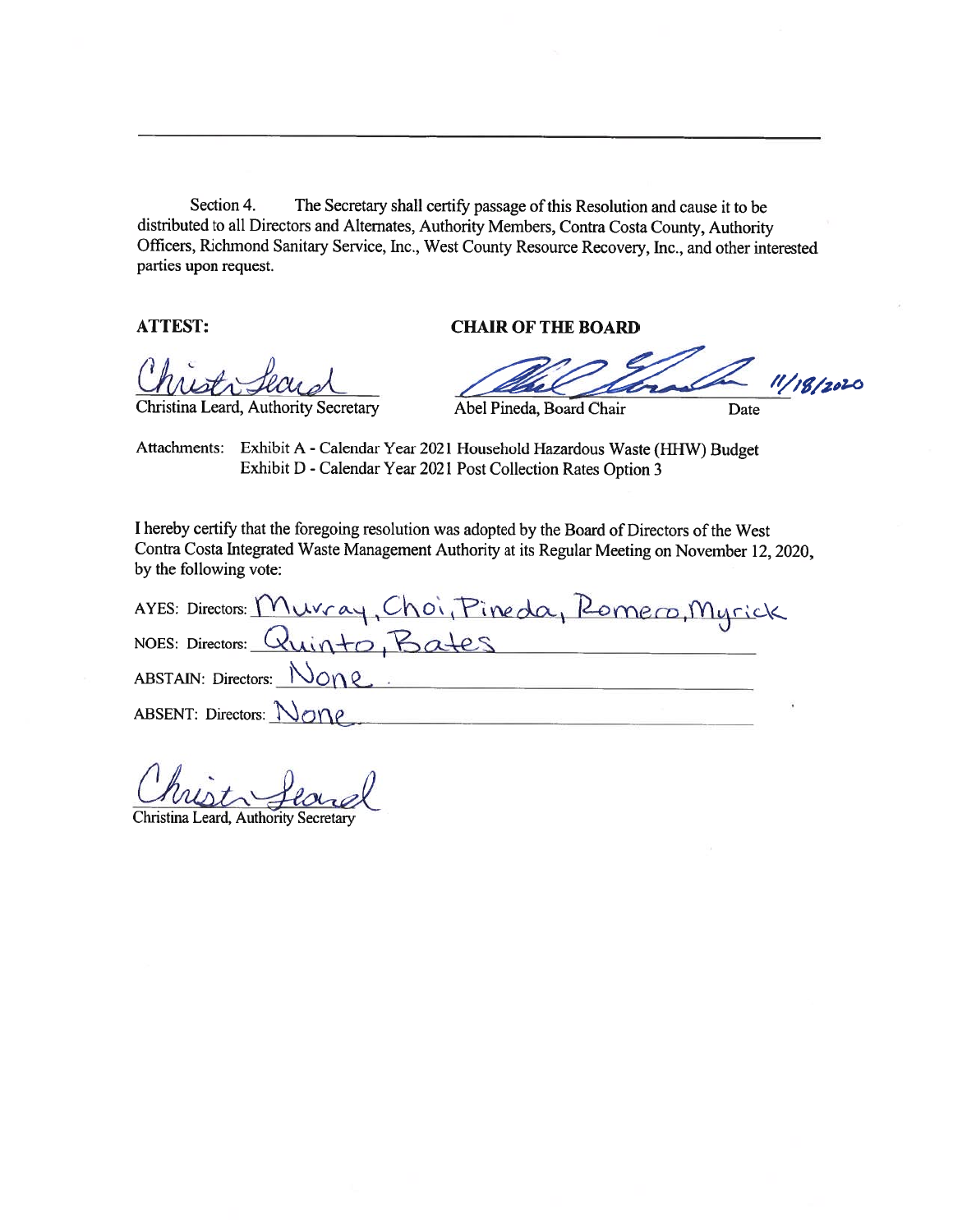---

Section 4. The Secretary shall certify passage of this Resolution and cause it to be distributed to all Directors and Alternates, Authority Members, Contra Costa County, Authority Officers, Richmond Sanitary Service, Inc., West County Resource Recovery, Inc., and other interested parties upon request.

**ATTEST:**

Christina Leard, Authority Secretary

**CHAIR OF THE BOARD**

Abel Pineda, Board Chair

Date: 11/18/2020

Attachments: Exhibit A - Calendar Year 2021 Household Hazardous Waste (HHW) Budget
Exhibit D - Calendar Year 2021 Post Collection Rates Option 3

I hereby certify that the foregoing resolution was adopted by the Board of Directors of the West Contra Costa Integrated Waste Management Authority at its Regular Meeting on November 12, 2020, by the following vote:

AYES: Directors: Murray, Choi, Pineda, Romero, Myrick

NOES: Directors: Quinto, Bates

ABSTAIN: Directors: None

ABSENT: Directors: None

Christina Leard, Authority Secretary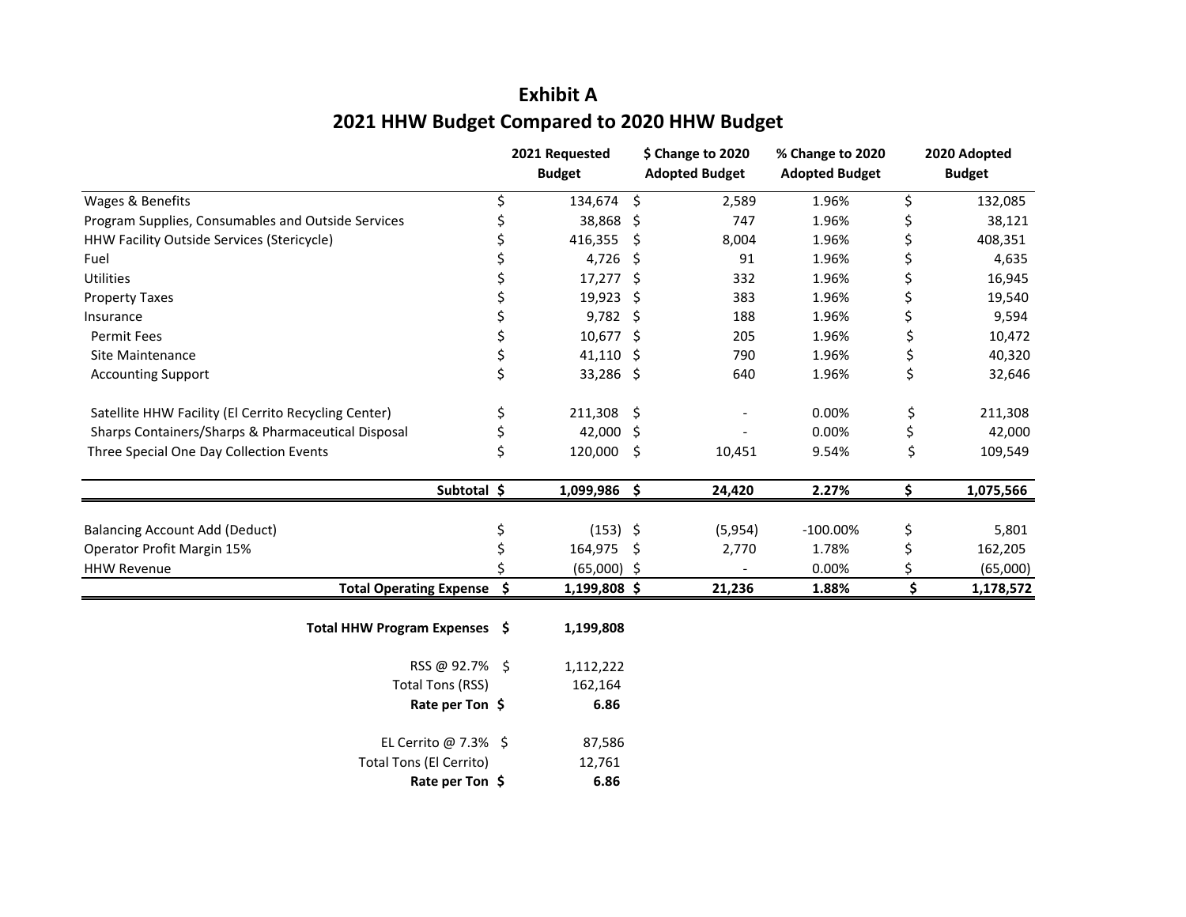# Exhibit A

## 2021 HHW Budget Compared to 2020 HHW Budget

| | 2021 Requested Budget | $ Change to 2020 Adopted Budget | % Change to 2020 Adopted Budget | 2020 Adopted Budget |
|---|---|---|---|---|
| Wages & Benefits | $ 134,674 | $ 2,589 | 1.96% | $ 132,085 |
| Program Supplies, Consumables and Outside Services | $ 38,868 | $ 747 | 1.96% | $ 38,121 |
| HHW Facility Outside Services (Stericycle) | $ 416,355 | $ 8,004 | 1.96% | $ 408,351 |
| Fuel | $ 4,726 | $ 91 | 1.96% | $ 4,635 |
| Utilities | $ 17,277 | $ 332 | 1.96% | $ 16,945 |
| Property Taxes | $ 19,923 | $ 383 | 1.96% | $ 19,540 |
| Insurance | $ 9,782 | $ 188 | 1.96% | $ 9,594 |
| Permit Fees | $ 10,677 | $ 205 | 1.96% | $ 10,472 |
| Site Maintenance | $ 41,110 | $ 790 | 1.96% | $ 40,320 |
| Accounting Support | $ 33,286 | $ 640 | 1.96% | $ 32,646 |
| | | | | |
| Satellite HHW Facility (El Cerrito Recycling Center) | $ 211,308 | $ - | 0.00% | $ 211,308 |
| Sharps Containers/Sharps & Pharmaceutical Disposal | $ 42,000 | $ - | 0.00% | $ 42,000 |
| Three Special One Day Collection Events | $ 120,000 | $ 10,451 | 9.54% | $ 109,549 |
| | | | | |
| **Subtotal** | **$ 1,099,986** | **$ 24,420** | **2.27%** | **$ 1,075,566** |
| | | | | |
| Balancing Account Add (Deduct) | $ (153) | $ (5,954) | -100.00% | $ 5,801 |
| Operator Profit Margin 15% | $ 164,975 | $ 2,770 | 1.78% | $ 162,205 |
| HHW Revenue | $ (65,000) | $ - | 0.00% | $ (65,000) |
| **Total Operating Expense** | **$ 1,199,808** | **$ 21,236** | **1.88%** | **$ 1,178,572** |

| | |
|---|---|
| **Total HHW Program Expenses** | **$ 1,199,808** |
| | |
| RSS @ 92.7% | $ 1,112,222 |
| Total Tons (RSS) | 162,164 |
| **Rate per Ton** | **$ 6.86** |
| | |
| EL Cerrito @ 7.3% | $ 87,586 |
| Total Tons (El Cerrito) | 12,761 |
| **Rate per Ton** | **$ 6.86** |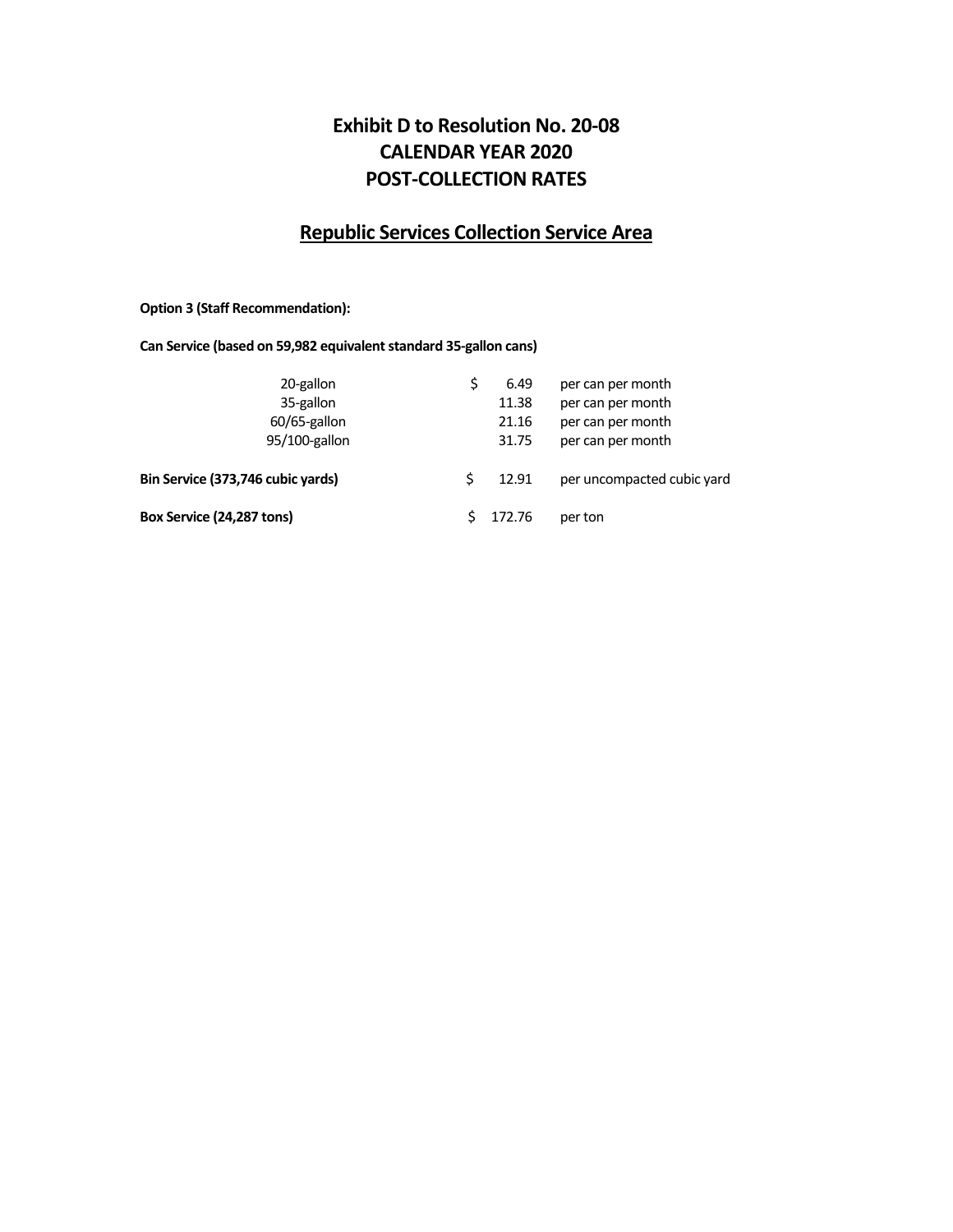# Exhibit D to Resolution No. 20-08
# CALENDAR YEAR 2020
# POST-COLLECTION RATES

## Republic Services Collection Service Area

**Option 3 (Staff Recommendation):**

**Can Service (based on 59,982 equivalent standard 35-gallon cans)**

| | | | |
|---|---|---|---|
| 20-gallon | $ | 6.49 | per can per month |
| 35-gallon | | 11.38 | per can per month |
| 60/65-gallon | | 21.16 | per can per month |
| 95/100-gallon | | 31.75 | per can per month |
| **Bin Service (373,746 cubic yards)** | $ | 12.91 | per uncompacted cubic yard |
| **Box Service (24,287 tons)** | $ | 172.76 | per ton |